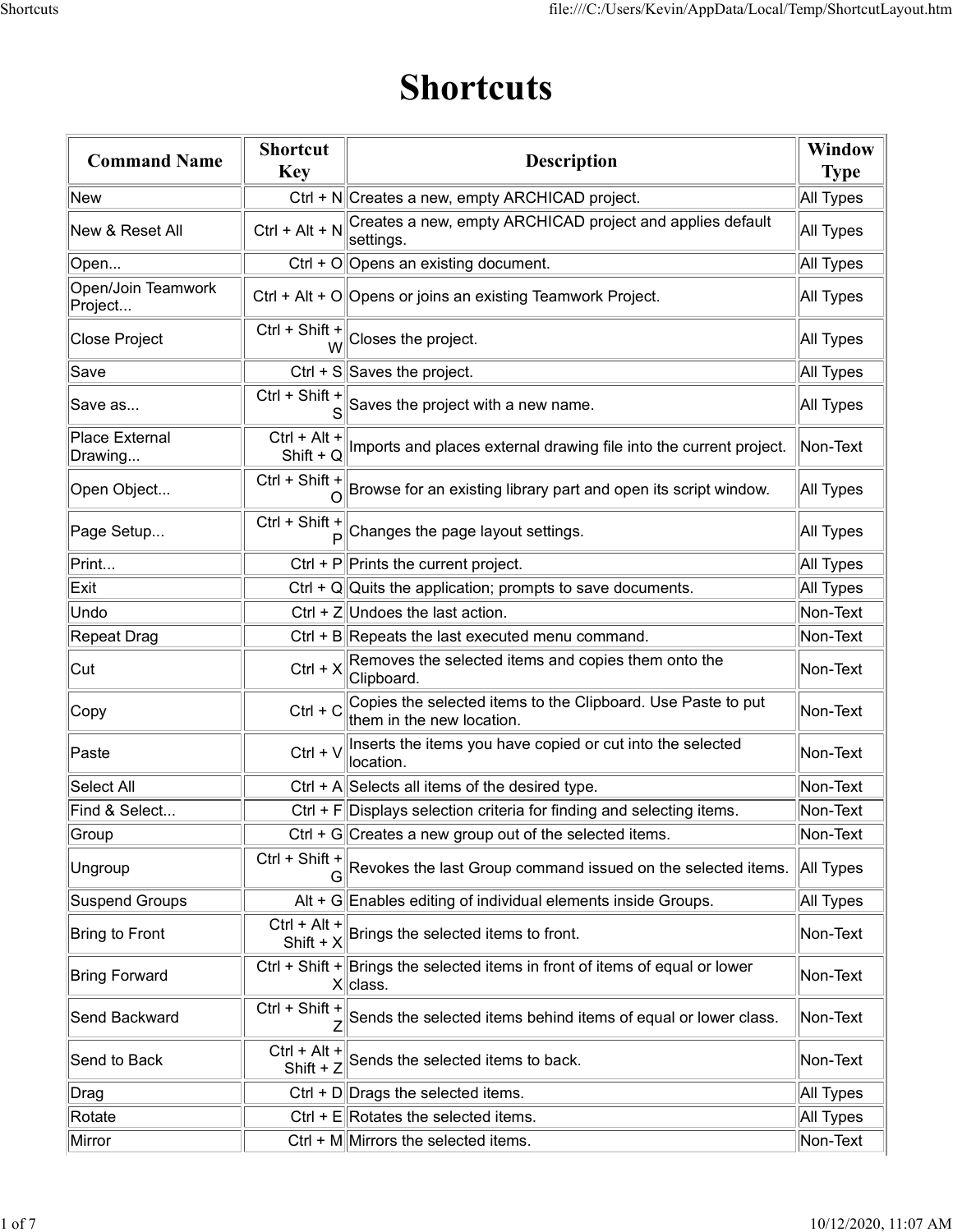# Shortcuts

| Command Name | Shortcut Key | Description | Window Type |
|---|---|---|---|
| New | Ctrl + N | Creates a new, empty ARCHICAD project. | All Types |
| New & Reset All | Ctrl + Alt + N | Creates a new, empty ARCHICAD project and applies default settings. | All Types |
| Open... | Ctrl + O | Opens an existing document. | All Types |
| Open/Join Teamwork Project... | Ctrl + Alt + O | Opens or joins an existing Teamwork Project. | All Types |
| Close Project | Ctrl + Shift + W | Closes the project. | All Types |
| Save | Ctrl + S | Saves the project. | All Types |
| Save as... | Ctrl + Shift + S | Saves the project with a new name. | All Types |
| Place External Drawing... | Ctrl + Alt + Shift + Q | Imports and places external drawing file into the current project. | Non-Text |
| Open Object... | Ctrl + Shift + O | Browse for an existing library part and open its script window. | All Types |
| Page Setup... | Ctrl + Shift + P | Changes the page layout settings. | All Types |
| Print... | Ctrl + P | Prints the current project. | All Types |
| Exit | Ctrl + Q | Quits the application; prompts to save documents. | All Types |
| Undo | Ctrl + Z | Undoes the last action. | Non-Text |
| Repeat Drag | Ctrl + B | Repeats the last executed menu command. | Non-Text |
| Cut | Ctrl + X | Removes the selected items and copies them onto the Clipboard. | Non-Text |
| Copy | Ctrl + C | Copies the selected items to the Clipboard. Use Paste to put them in the new location. | Non-Text |
| Paste | Ctrl + V | Inserts the items you have copied or cut into the selected location. | Non-Text |
| Select All | Ctrl + A | Selects all items of the desired type. | Non-Text |
| Find & Select... | Ctrl + F | Displays selection criteria for finding and selecting items. | Non-Text |
| Group | Ctrl + G | Creates a new group out of the selected items. | Non-Text |
| Ungroup | Ctrl + Shift + G | Revokes the last Group command issued on the selected items. | All Types |
| Suspend Groups | Alt + G | Enables editing of individual elements inside Groups. | All Types |
| Bring to Front | Ctrl + Alt + Shift + X | Brings the selected items to front. | Non-Text |
| Bring Forward | Ctrl + Shift + X | Brings the selected items in front of items of equal or lower class. | Non-Text |
| Send Backward | Ctrl + Shift + Z | Sends the selected items behind items of equal or lower class. | Non-Text |
| Send to Back | Ctrl + Alt + Shift + Z | Sends the selected items to back. | Non-Text |
| Drag | Ctrl + D | Drags the selected items. | All Types |
| Rotate | Ctrl + E | Rotates the selected items. | All Types |
| Mirror | Ctrl + M | Mirrors the selected items. | Non-Text |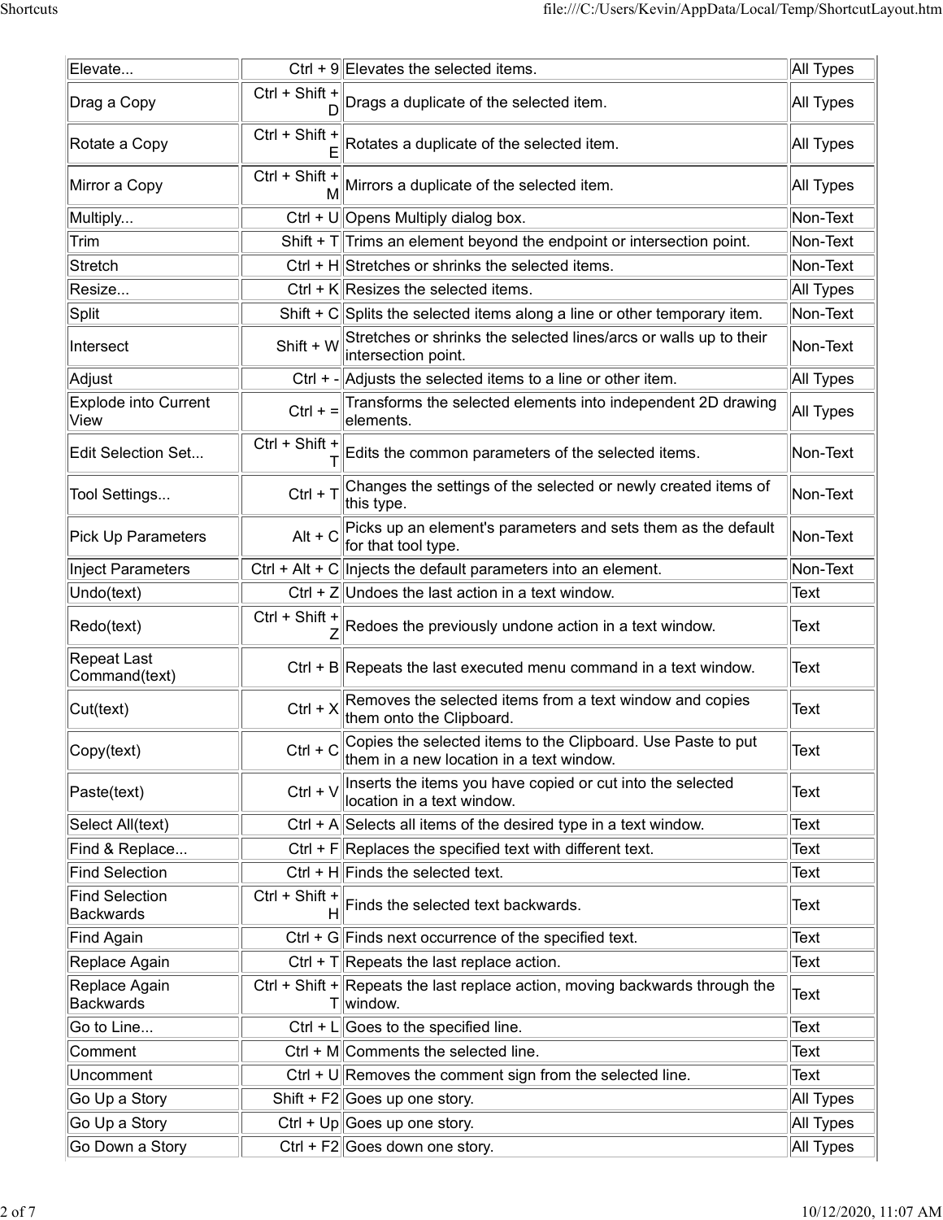| Elevate... | Ctrl + 9 | Elevates the selected items. | All Types |
|---|---|---|---|
| Drag a Copy | Ctrl + Shift + D | Drags a duplicate of the selected item. | All Types |
| Rotate a Copy | Ctrl + Shift + E | Rotates a duplicate of the selected item. | All Types |
| Mirror a Copy | Ctrl + Shift + M | Mirrors a duplicate of the selected item. | All Types |
| Multiply... | Ctrl + U | Opens Multiply dialog box. | Non-Text |
| Trim | Shift + T | Trims an element beyond the endpoint or intersection point. | Non-Text |
| Stretch | Ctrl + H | Stretches or shrinks the selected items. | Non-Text |
| Resize... | Ctrl + K | Resizes the selected items. | All Types |
| Split | Shift + C | Splits the selected items along a line or other temporary item. | Non-Text |
| Intersect | Shift + W | Stretches or shrinks the selected lines/arcs or walls up to their intersection point. | Non-Text |
| Adjust | Ctrl + - | Adjusts the selected items to a line or other item. | All Types |
| Explode into Current View | Ctrl + = | Transforms the selected elements into independent 2D drawing elements. | All Types |
| Edit Selection Set... | Ctrl + Shift + T | Edits the common parameters of the selected items. | Non-Text |
| Tool Settings... | Ctrl + T | Changes the settings of the selected or newly created items of this type. | Non-Text |
| Pick Up Parameters | Alt + C | Picks up an element's parameters and sets them as the default for that tool type. | Non-Text |
| Inject Parameters | Ctrl + Alt + C | Injects the default parameters into an element. | Non-Text |
| Undo(text) | Ctrl + Z | Undoes the last action in a text window. | Text |
| Redo(text) | Ctrl + Shift + Z | Redoes the previously undone action in a text window. | Text |
| Repeat Last Command(text) | Ctrl + B | Repeats the last executed menu command in a text window. | Text |
| Cut(text) | Ctrl + X | Removes the selected items from a text window and copies them onto the Clipboard. | Text |
| Copy(text) | Ctrl + C | Copies the selected items to the Clipboard. Use Paste to put them in a new location in a text window. | Text |
| Paste(text) | Ctrl + V | Inserts the items you have copied or cut into the selected location in a text window. | Text |
| Select All(text) | Ctrl + A | Selects all items of the desired type in a text window. | Text |
| Find & Replace... | Ctrl + F | Replaces the specified text with different text. | Text |
| Find Selection | Ctrl + H | Finds the selected text. | Text |
| Find Selection Backwards | Ctrl + Shift + H | Finds the selected text backwards. | Text |
| Find Again | Ctrl + G | Finds next occurrence of the specified text. | Text |
| Replace Again | Ctrl + T | Repeats the last replace action. | Text |
| Replace Again Backwards | Ctrl + Shift + T | Repeats the last replace action, moving backwards through the window. | Text |
| Go to Line... | Ctrl + L | Goes to the specified line. | Text |
| Comment | Ctrl + M | Comments the selected line. | Text |
| Uncomment | Ctrl + U | Removes the comment sign from the selected line. | Text |
| Go Up a Story | Shift + F2 | Goes up one story. | All Types |
| Go Up a Story | Ctrl + Up | Goes up one story. | All Types |
| Go Down a Story | Ctrl + F2 | Goes down one story. | All Types |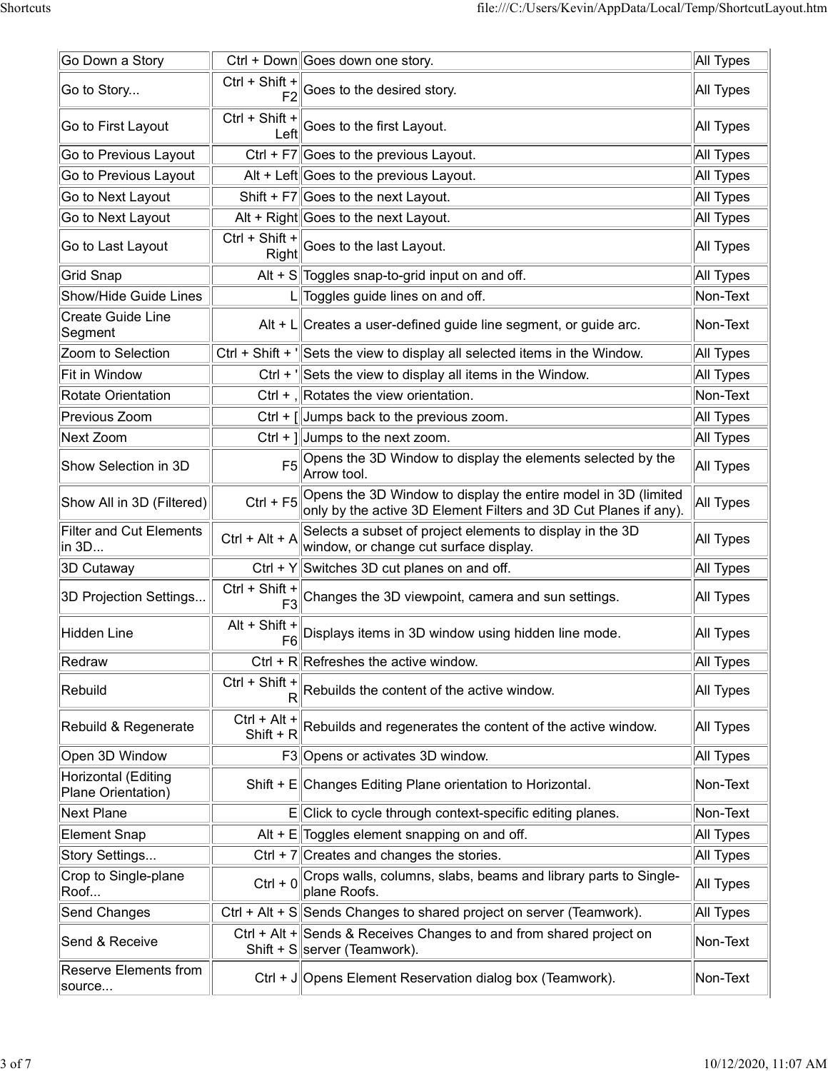| Go Down a Story | Ctrl + Down | Goes down one story. | All Types |
|---|---|---|---|
| Go to Story... | Ctrl + Shift + F2 | Goes to the desired story. | All Types |
| Go to First Layout | Ctrl + Shift + Left | Goes to the first Layout. | All Types |
| Go to Previous Layout | Ctrl + F7 | Goes to the previous Layout. | All Types |
| Go to Previous Layout | Alt + Left | Goes to the previous Layout. | All Types |
| Go to Next Layout | Shift + F7 | Goes to the next Layout. | All Types |
| Go to Next Layout | Alt + Right | Goes to the next Layout. | All Types |
| Go to Last Layout | Ctrl + Shift + Right | Goes to the last Layout. | All Types |
| Grid Snap | Alt + S | Toggles snap-to-grid input on and off. | All Types |
| Show/Hide Guide Lines | L | Toggles guide lines on and off. | Non-Text |
| Create Guide Line Segment | Alt + L | Creates a user-defined guide line segment, or guide arc. | Non-Text |
| Zoom to Selection | Ctrl + Shift + ' | Sets the view to display all selected items in the Window. | All Types |
| Fit in Window | Ctrl + ' | Sets the view to display all items in the Window. | All Types |
| Rotate Orientation | Ctrl + , | Rotates the view orientation. | Non-Text |
| Previous Zoom | Ctrl + [ | Jumps back to the previous zoom. | All Types |
| Next Zoom | Ctrl + ] | Jumps to the next zoom. | All Types |
| Show Selection in 3D | F5 | Opens the 3D Window to display the elements selected by the Arrow tool. | All Types |
| Show All in 3D (Filtered) | Ctrl + F5 | Opens the 3D Window to display the entire model in 3D (limited only by the active 3D Element Filters and 3D Cut Planes if any). | All Types |
| Filter and Cut Elements in 3D... | Ctrl + Alt + A | Selects a subset of project elements to display in the 3D window, or change cut surface display. | All Types |
| 3D Cutaway | Ctrl + Y | Switches 3D cut planes on and off. | All Types |
| 3D Projection Settings... | Ctrl + Shift + F3 | Changes the 3D viewpoint, camera and sun settings. | All Types |
| Hidden Line | Alt + Shift + F6 | Displays items in 3D window using hidden line mode. | All Types |
| Redraw | Ctrl + R | Refreshes the active window. | All Types |
| Rebuild | Ctrl + Shift + R | Rebuilds the content of the active window. | All Types |
| Rebuild & Regenerate | Ctrl + Alt + Shift + R | Rebuilds and regenerates the content of the active window. | All Types |
| Open 3D Window | F3 | Opens or activates 3D window. | All Types |
| Horizontal (Editing Plane Orientation) | Shift + E | Changes Editing Plane orientation to Horizontal. | Non-Text |
| Next Plane | E | Click to cycle through context-specific editing planes. | Non-Text |
| Element Snap | Alt + E | Toggles element snapping on and off. | All Types |
| Story Settings... | Ctrl + 7 | Creates and changes the stories. | All Types |
| Crop to Single-plane Roof... | Ctrl + 0 | Crops walls, columns, slabs, beams and library parts to Single-plane Roofs. | All Types |
| Send Changes | Ctrl + Alt + S | Sends Changes to shared project on server (Teamwork). | All Types |
| Send & Receive | Ctrl + Alt + Shift + S | Sends & Receives Changes to and from shared project on server (Teamwork). | Non-Text |
| Reserve Elements from source... | Ctrl + J | Opens Element Reservation dialog box (Teamwork). | Non-Text |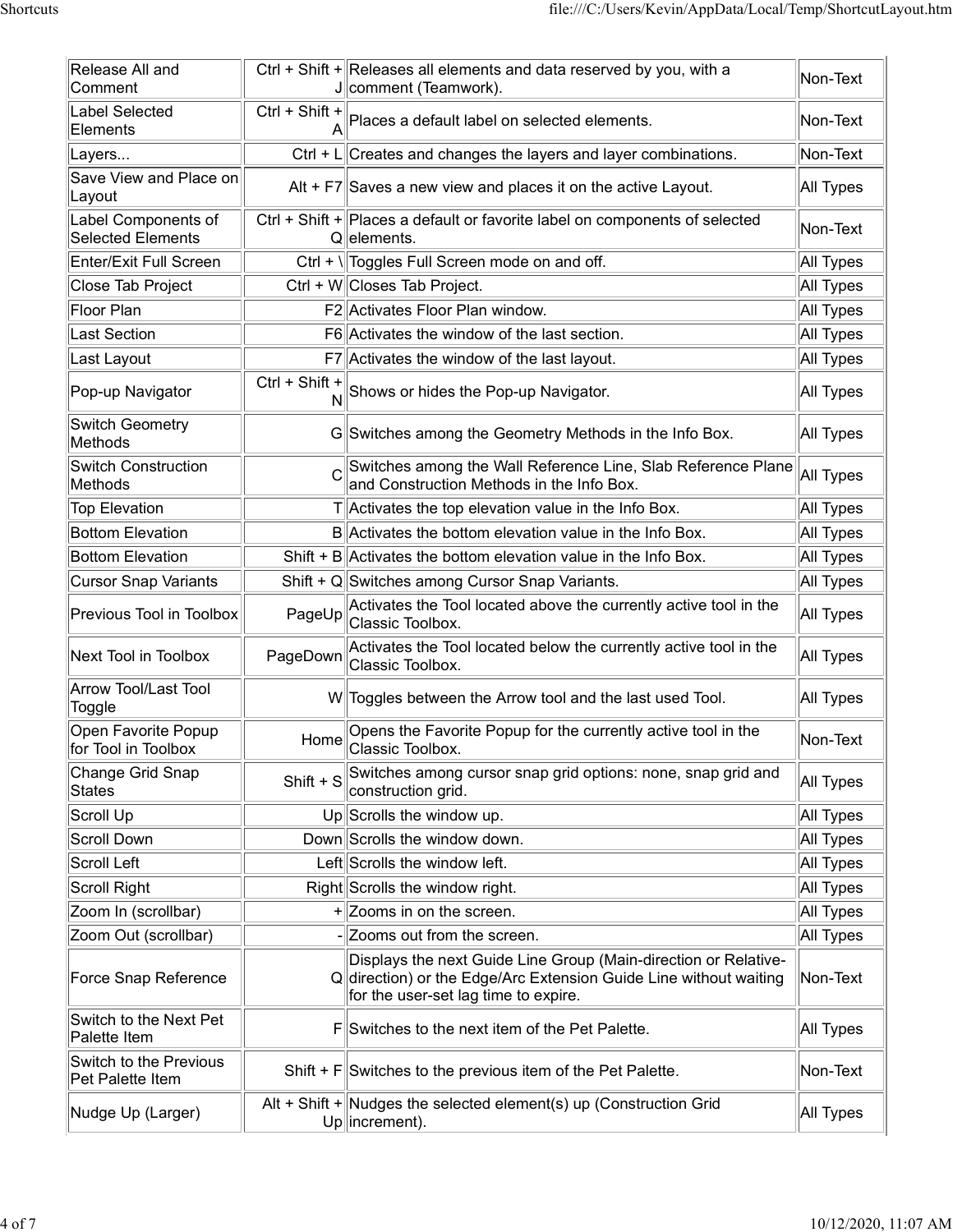| Release All and Comment | Ctrl + Shift + J | Releases all elements and data reserved by you, with a comment (Teamwork). | Non-Text |
|---|---|---|---|
| Label Selected Elements | Ctrl + Shift + A | Places a default label on selected elements. | Non-Text |
| Layers... | Ctrl + L | Creates and changes the layers and layer combinations. | Non-Text |
| Save View and Place on Layout | Alt + F7 | Saves a new view and places it on the active Layout. | All Types |
| Label Components of Selected Elements | Ctrl + Shift + Q | Places a default or favorite label on components of selected elements. | Non-Text |
| Enter/Exit Full Screen | Ctrl + \ | Toggles Full Screen mode on and off. | All Types |
| Close Tab Project | Ctrl + W | Closes Tab Project. | All Types |
| Floor Plan | F2 | Activates Floor Plan window. | All Types |
| Last Section | F6 | Activates the window of the last section. | All Types |
| Last Layout | F7 | Activates the window of the last layout. | All Types |
| Pop-up Navigator | Ctrl + Shift + N | Shows or hides the Pop-up Navigator. | All Types |
| Switch Geometry Methods | G | Switches among the Geometry Methods in the Info Box. | All Types |
| Switch Construction Methods | C | Switches among the Wall Reference Line, Slab Reference Plane and Construction Methods in the Info Box. | All Types |
| Top Elevation | T | Activates the top elevation value in the Info Box. | All Types |
| Bottom Elevation | B | Activates the bottom elevation value in the Info Box. | All Types |
| Bottom Elevation | Shift + B | Activates the bottom elevation value in the Info Box. | All Types |
| Cursor Snap Variants | Shift + Q | Switches among Cursor Snap Variants. | All Types |
| Previous Tool in Toolbox | PageUp | Activates the Tool located above the currently active tool in the Classic Toolbox. | All Types |
| Next Tool in Toolbox | PageDown | Activates the Tool located below the currently active tool in the Classic Toolbox. | All Types |
| Arrow Tool/Last Tool Toggle | W | Toggles between the Arrow tool and the last used Tool. | All Types |
| Open Favorite Popup for Tool in Toolbox | Home | Opens the Favorite Popup for the currently active tool in the Classic Toolbox. | Non-Text |
| Change Grid Snap States | Shift + S | Switches among cursor snap grid options: none, snap grid and construction grid. | All Types |
| Scroll Up | Up | Scrolls the window up. | All Types |
| Scroll Down | Down | Scrolls the window down. | All Types |
| Scroll Left | Left | Scrolls the window left. | All Types |
| Scroll Right | Right | Scrolls the window right. | All Types |
| Zoom In (scrollbar) | + | Zooms in on the screen. | All Types |
| Zoom Out (scrollbar) | - | Zooms out from the screen. | All Types |
| Force Snap Reference | Q | Displays the next Guide Line Group (Main-direction or Relative-direction) or the Edge/Arc Extension Guide Line without waiting for the user-set lag time to expire. | Non-Text |
| Switch to the Next Pet Palette Item | F | Switches to the next item of the Pet Palette. | All Types |
| Switch to the Previous Pet Palette Item | Shift + F | Switches to the previous item of the Pet Palette. | Non-Text |
| Nudge Up (Larger) | Alt + Shift + Up | Nudges the selected element(s) up (Construction Grid increment). | All Types |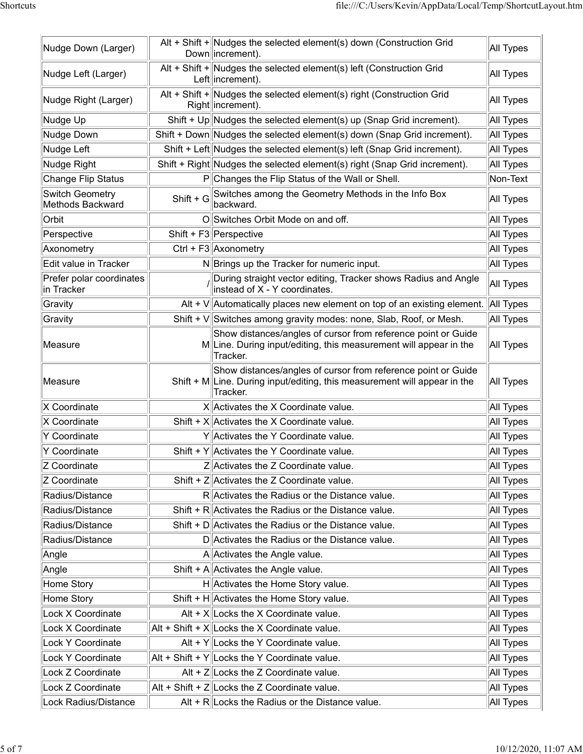| Nudge Down (Larger) | Alt + Shift + Down | Nudges the selected element(s) down (Construction Grid increment). | All Types |
|---|---|---|---|
| Nudge Left (Larger) | Alt + Shift + Left | Nudges the selected element(s) left (Construction Grid increment). | All Types |
| Nudge Right (Larger) | Alt + Shift + Right | Nudges the selected element(s) right (Construction Grid increment). | All Types |
| Nudge Up | Shift + Up | Nudges the selected element(s) up (Snap Grid increment). | All Types |
| Nudge Down | Shift + Down | Nudges the selected element(s) down (Snap Grid increment). | All Types |
| Nudge Left | Shift + Left | Nudges the selected element(s) left (Snap Grid increment). | All Types |
| Nudge Right | Shift + Right | Nudges the selected element(s) right (Snap Grid increment). | All Types |
| Change Flip Status | P | Changes the Flip Status of the Wall or Shell. | Non-Text |
| Switch Geometry Methods Backward | Shift + G | Switches among the Geometry Methods in the Info Box backward. | All Types |
| Orbit | O | Switches Orbit Mode on and off. | All Types |
| Perspective | Shift + F3 | Perspective | All Types |
| Axonometry | Ctrl + F3 | Axonometry | All Types |
| Edit value in Tracker | N | Brings up the Tracker for numeric input. | All Types |
| Prefer polar coordinates in Tracker | / | During straight vector editing, Tracker shows Radius and Angle instead of X - Y coordinates. | All Types |
| Gravity | Alt + V | Automatically places new element on top of an existing element. | All Types |
| Gravity | Shift + V | Switches among gravity modes: none, Slab, Roof, or Mesh. | All Types |
| Measure | M | Show distances/angles of cursor from reference point or Guide Line. During input/editing, this measurement will appear in the Tracker. | All Types |
| Measure | Shift + M | Show distances/angles of cursor from reference point or Guide Line. During input/editing, this measurement will appear in the Tracker. | All Types |
| X Coordinate | X | Activates the X Coordinate value. | All Types |
| X Coordinate | Shift + X | Activates the X Coordinate value. | All Types |
| Y Coordinate | Y | Activates the Y Coordinate value. | All Types |
| Y Coordinate | Shift + Y | Activates the Y Coordinate value. | All Types |
| Z Coordinate | Z | Activates the Z Coordinate value. | All Types |
| Z Coordinate | Shift + Z | Activates the Z Coordinate value. | All Types |
| Radius/Distance | R | Activates the Radius or the Distance value. | All Types |
| Radius/Distance | Shift + R | Activates the Radius or the Distance value. | All Types |
| Radius/Distance | Shift + D | Activates the Radius or the Distance value. | All Types |
| Radius/Distance | D | Activates the Radius or the Distance value. | All Types |
| Angle | A | Activates the Angle value. | All Types |
| Angle | Shift + A | Activates the Angle value. | All Types |
| Home Story | H | Activates the Home Story value. | All Types |
| Home Story | Shift + H | Activates the Home Story value. | All Types |
| Lock X Coordinate | Alt + X | Locks the X Coordinate value. | All Types |
| Lock X Coordinate | Alt + Shift + X | Locks the X Coordinate value. | All Types |
| Lock Y Coordinate | Alt + Y | Locks the Y Coordinate value. | All Types |
| Lock Y Coordinate | Alt + Shift + Y | Locks the Y Coordinate value. | All Types |
| Lock Z Coordinate | Alt + Z | Locks the Z Coordinate value. | All Types |
| Lock Z Coordinate | Alt + Shift + Z | Locks the Z Coordinate value. | All Types |
| Lock Radius/Distance | Alt + R | Locks the Radius or the Distance value. | All Types |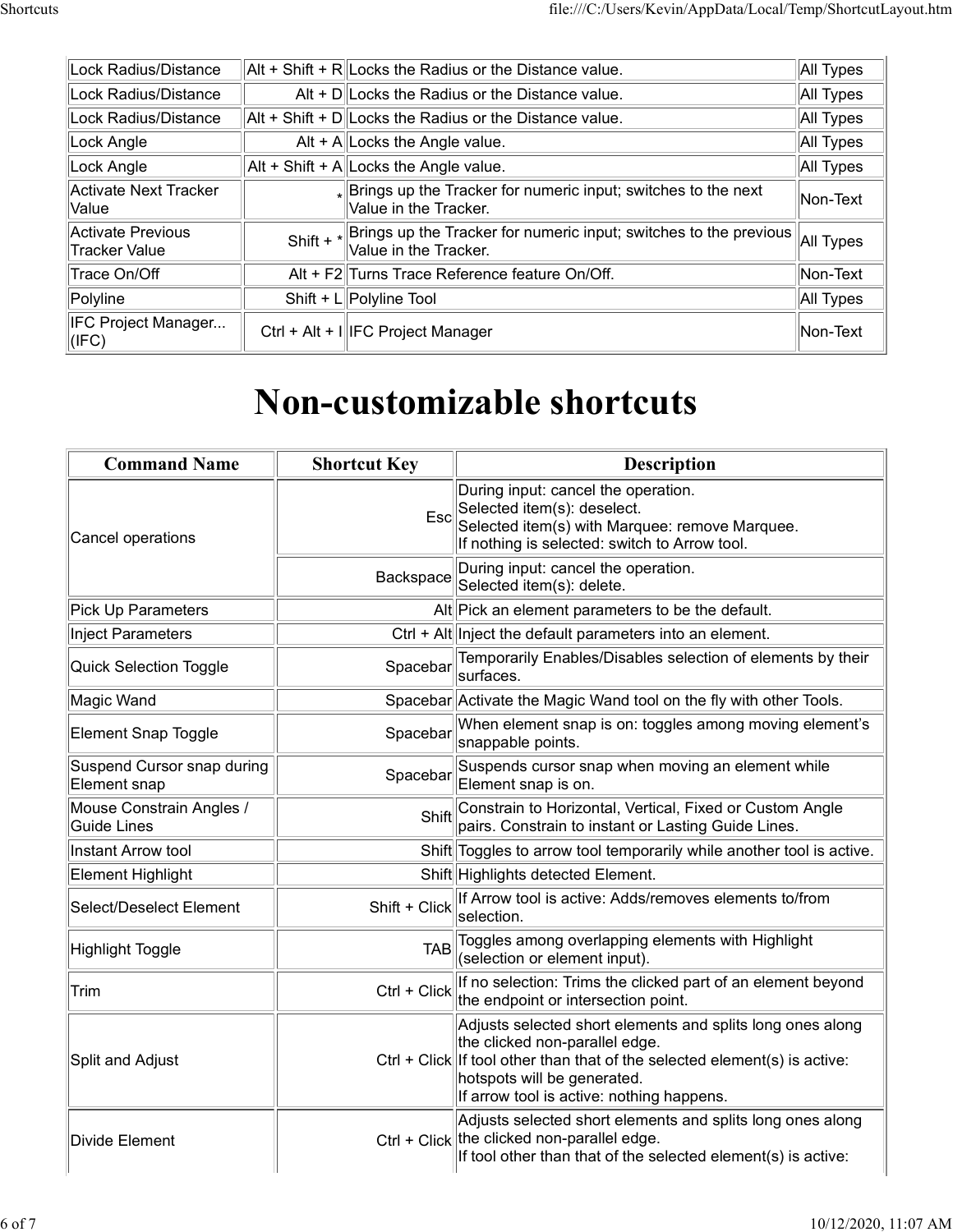| Lock Radius/Distance | Alt + Shift + R | Locks the Radius or the Distance value. | All Types |
|---|---|---|---|
| Lock Radius/Distance | Alt + D | Locks the Radius or the Distance value. | All Types |
| Lock Radius/Distance | Alt + Shift + D | Locks the Radius or the Distance value. | All Types |
| Lock Angle | Alt + A | Locks the Angle value. | All Types |
| Lock Angle | Alt + Shift + A | Locks the Angle value. | All Types |
| Activate Next Tracker Value | * | Brings up the Tracker for numeric input; switches to the next Value in the Tracker. | Non-Text |
| Activate Previous Tracker Value | Shift + * | Brings up the Tracker for numeric input; switches to the previous Value in the Tracker. | All Types |
| Trace On/Off | Alt + F2 | Turns Trace Reference feature On/Off. | Non-Text |
| Polyline | Shift + L | Polyline Tool | All Types |
| IFC Project Manager... (IFC) | Ctrl + Alt + I | IFC Project Manager | Non-Text |

# Non-customizable shortcuts

| Command Name | Shortcut Key | Description |
|---|---|---|
| Cancel operations | Esc | During input: cancel the operation.<br>Selected item(s): deselect.<br>Selected item(s) with Marquee: remove Marquee.<br>If nothing is selected: switch to Arrow tool. |
| | Backspace | During input: cancel the operation.<br>Selected item(s): delete. |
| Pick Up Parameters | Alt | Pick an element parameters to be the default. |
| Inject Parameters | Ctrl + Alt | Inject the default parameters into an element. |
| Quick Selection Toggle | Spacebar | Temporarily Enables/Disables selection of elements by their surfaces. |
| Magic Wand | Spacebar | Activate the Magic Wand tool on the fly with other Tools. |
| Element Snap Toggle | Spacebar | When element snap is on: toggles among moving element's snappable points. |
| Suspend Cursor snap during Element snap | Spacebar | Suspends cursor snap when moving an element while Element snap is on. |
| Mouse Constrain Angles / Guide Lines | Shift | Constrain to Horizontal, Vertical, Fixed or Custom Angle pairs. Constrain to instant or Lasting Guide Lines. |
| Instant Arrow tool | Shift | Toggles to arrow tool temporarily while another tool is active. |
| Element Highlight | Shift | Highlights detected Element. |
| Select/Deselect Element | Shift + Click | If Arrow tool is active: Adds/removes elements to/from selection. |
| Highlight Toggle | TAB | Toggles among overlapping elements with Highlight (selection or element input). |
| Trim | Ctrl + Click | If no selection: Trims the clicked part of an element beyond the endpoint or intersection point. |
| Split and Adjust | Ctrl + Click | Adjusts selected short elements and splits long ones along the clicked non-parallel edge.<br>If tool other than that of the selected element(s) is active: hotspots will be generated.<br>If arrow tool is active: nothing happens. |
| Divide Element | Ctrl + Click | Adjusts selected short elements and splits long ones along the clicked non-parallel edge.<br>If tool other than that of the selected element(s) is active: |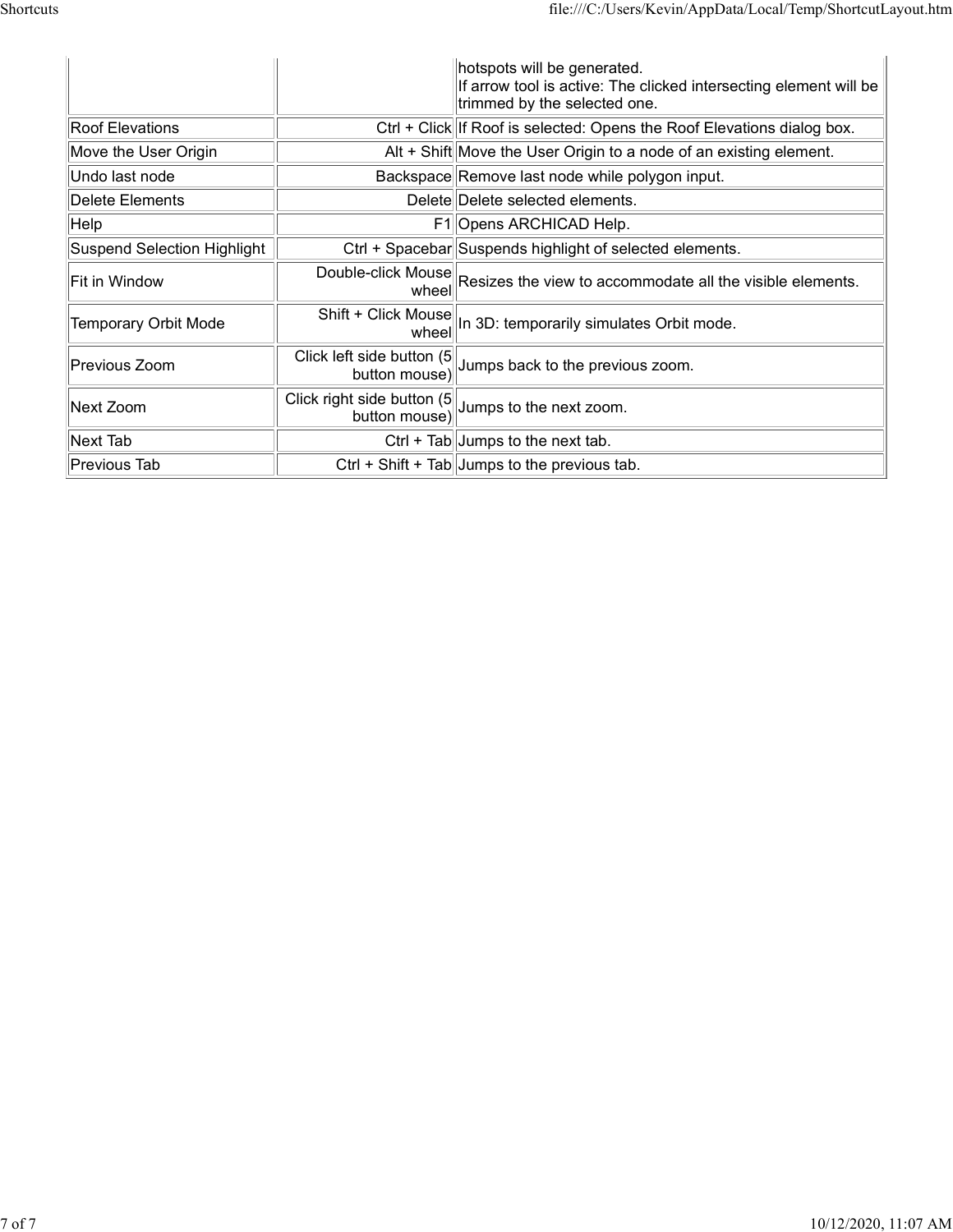| | | |
|---|---|---|
| | | hotspots will be generated.<br>If arrow tool is active: The clicked intersecting element will be trimmed by the selected one. |
| Roof Elevations | Ctrl + Click | If Roof is selected: Opens the Roof Elevations dialog box. |
| Move the User Origin | Alt + Shift | Move the User Origin to a node of an existing element. |
| Undo last node | Backspace | Remove last node while polygon input. |
| Delete Elements | Delete | Delete selected elements. |
| Help | F1 | Opens ARCHICAD Help. |
| Suspend Selection Highlight | Ctrl + Spacebar | Suspends highlight of selected elements. |
| Fit in Window | Double-click Mouse wheel | Resizes the view to accommodate all the visible elements. |
| Temporary Orbit Mode | Shift + Click Mouse wheel | In 3D: temporarily simulates Orbit mode. |
| Previous Zoom | Click left side button (5 button mouse) | Jumps back to the previous zoom. |
| Next Zoom | Click right side button (5 button mouse) | Jumps to the next zoom. |
| Next Tab | Ctrl + Tab | Jumps to the next tab. |
| Previous Tab | Ctrl + Shift + Tab | Jumps to the previous tab. |